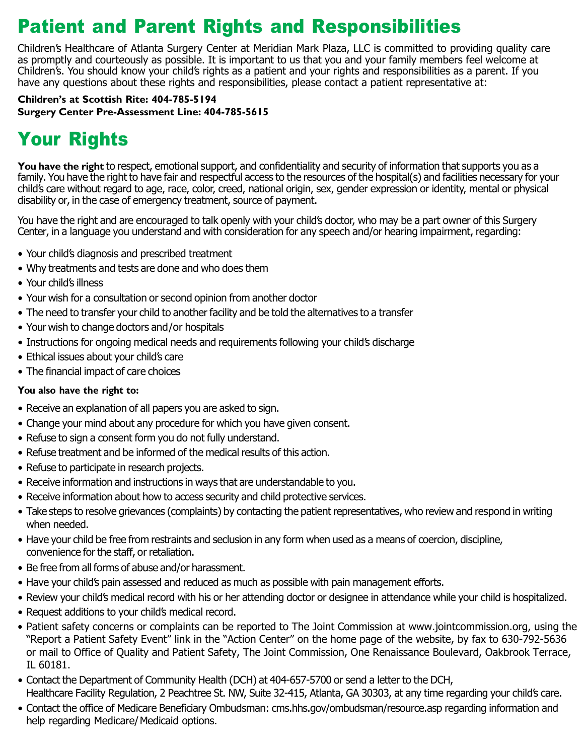# Patient and Parent Rights and Responsibilities

Children's Healthcare of Atlanta Surgery Center at Meridian Mark Plaza, LLC is committed to providing quality care as promptly and courteously as possible. It is important to us that you and your family members feel welcome at Children's. You should know your child's rights as a patient and your rights and responsibilities as a parent. If you have any questions about these rights and responsibilities, please contact a patient representative at:

**Children's at Scottish Rite: 404-785-5194**
**Surgery Center Pre-Assessment Line: 404-785-5615**

# Your Rights

**You have the right** to respect, emotional support, and confidentiality and security of information that supports you as a family. You have the right to have fair and respectful access to the resources of the hospital(s) and facilities necessary for your child's care without regard to age, race, color, creed, national origin, sex, gender expression or identity, mental or physical disability or, in the case of emergency treatment, source of payment.

You have the right and are encouraged to talk openly with your child's doctor, who may be a part owner of this Surgery Center, in a language you understand and with consideration for any speech and/or hearing impairment, regarding:

- Your child's diagnosis and prescribed treatment
- Why treatments and tests are done and who does them
- Your child's illness
- Your wish for a consultation or second opinion from another doctor
- The need to transfer your child to another facility and be told the alternatives to a transfer
- Your wish to change doctors and/or hospitals
- Instructions for ongoing medical needs and requirements following your child's discharge
- Ethical issues about your child's care
- The financial impact of care choices

**You also have the right to:**

- Receive an explanation of all papers you are asked to sign.
- Change your mind about any procedure for which you have given consent.
- Refuse to sign a consent form you do not fully understand.
- Refuse treatment and be informed of the medical results of this action.
- Refuse to participate in research projects.
- Receive information and instructions in ways that are understandable to you.
- Receive information about how to access security and child protective services.
- Take steps to resolve grievances (complaints) by contacting the patient representatives, who review and respond in writing when needed.
- Have your child be free from restraints and seclusion in any form when used as a means of coercion, discipline, convenience for the staff, or retaliation.
- Be free from all forms of abuse and/or harassment.
- Have your child's pain assessed and reduced as much as possible with pain management efforts.
- Review your child's medical record with his or her attending doctor or designee in attendance while your child is hospitalized.
- Request additions to your child's medical record.
- Patient safety concerns or complaints can be reported to The Joint Commission at www.jointcommission.org, using the "Report a Patient Safety Event" link in the "Action Center" on the home page of the website, by fax to 630-792-5636 or mail to Office of Quality and Patient Safety, The Joint Commission, One Renaissance Boulevard, Oakbrook Terrace, IL 60181.
- Contact the Department of Community Health (DCH) at 404-657-5700 or send a letter to the DCH, Healthcare Facility Regulation, 2 Peachtree St. NW, Suite 32-415, Atlanta, GA 30303, at any time regarding your child's care.
- Contact the office of Medicare Beneficiary Ombudsman: cms.hhs.gov/ombudsman/resource.asp regarding information and help regarding Medicare/Medicaid options.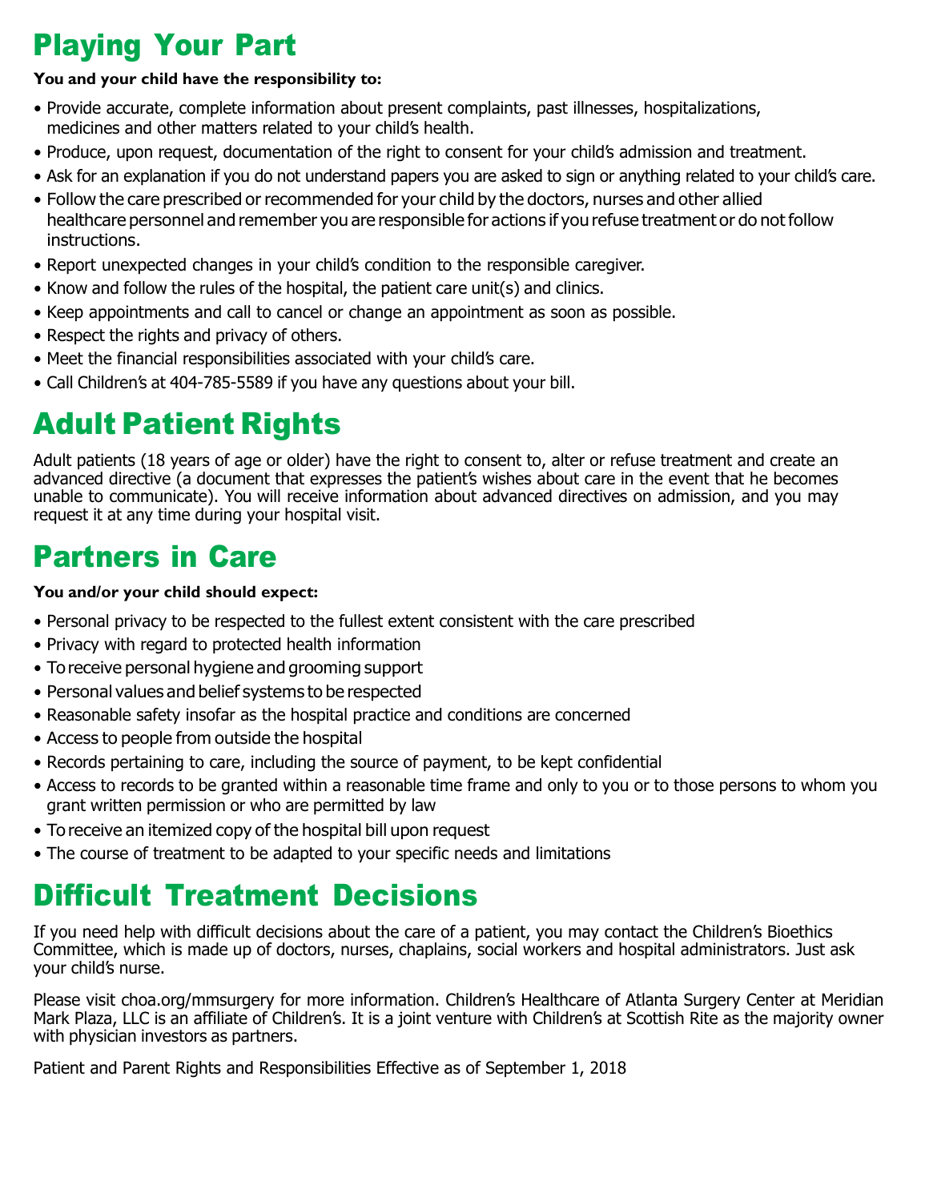# Playing Your Part

**You and your child have the responsibility to:**

- Provide accurate, complete information about present complaints, past illnesses, hospitalizations, medicines and other matters related to your child's health.
- Produce, upon request, documentation of the right to consent for your child's admission and treatment.
- Ask for an explanation if you do not understand papers you are asked to sign or anything related to your child's care.
- Follow the care prescribed or recommended for your child by the doctors, nurses and other allied healthcare personnel and remember you are responsible for actions if you refuse treatment or do not follow instructions.
- Report unexpected changes in your child's condition to the responsible caregiver.
- Know and follow the rules of the hospital, the patient care unit(s) and clinics.
- Keep appointments and call to cancel or change an appointment as soon as possible.
- Respect the rights and privacy of others.
- Meet the financial responsibilities associated with your child's care.
- Call Children's at 404-785-5589 if you have any questions about your bill.

# Adult Patient Rights

Adult patients (18 years of age or older) have the right to consent to, alter or refuse treatment and create an advanced directive (a document that expresses the patient's wishes about care in the event that he becomes unable to communicate). You will receive information about advanced directives on admission, and you may request it at any time during your hospital visit.

# Partners in Care

**You and/or your child should expect:**

- Personal privacy to be respected to the fullest extent consistent with the care prescribed
- Privacy with regard to protected health information
- To receive personal hygiene and grooming support
- Personal values and belief systems to be respected
- Reasonable safety insofar as the hospital practice and conditions are concerned
- Access to people from outside the hospital
- Records pertaining to care, including the source of payment, to be kept confidential
- Access to records to be granted within a reasonable time frame and only to you or to those persons to whom you grant written permission or who are permitted by law
- To receive an itemized copy of the hospital bill upon request
- The course of treatment to be adapted to your specific needs and limitations

# Difficult Treatment Decisions

If you need help with difficult decisions about the care of a patient, you may contact the Children's Bioethics Committee, which is made up of doctors, nurses, chaplains, social workers and hospital administrators. Just ask your child's nurse.

Please visit choa.org/mmsurgery for more information. Children's Healthcare of Atlanta Surgery Center at Meridian Mark Plaza, LLC is an affiliate of Children's. It is a joint venture with Children's at Scottish Rite as the majority owner with physician investors as partners.

Patient and Parent Rights and Responsibilities Effective as of September 1, 2018